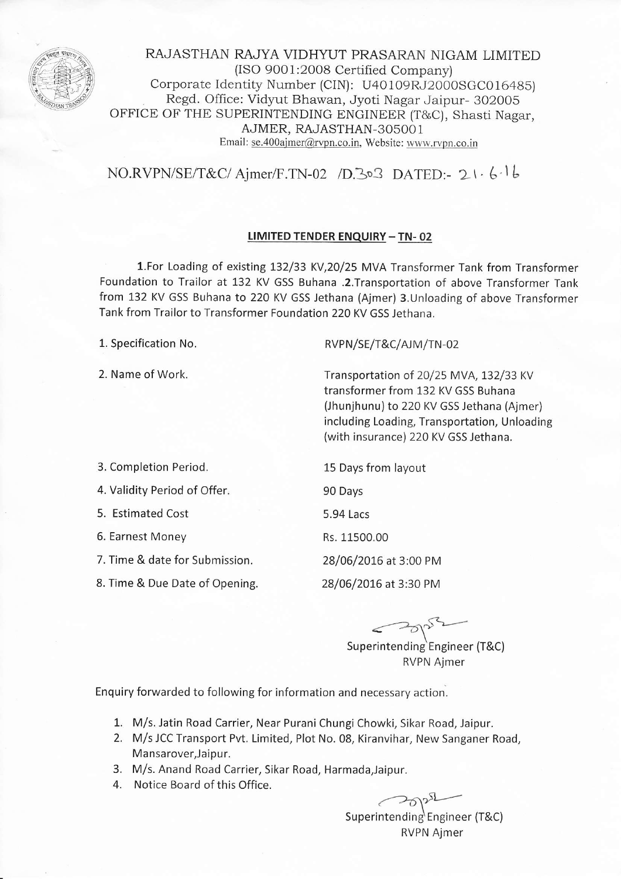RAJASTHAN RAJYA VIDHYUT PRASARAN NIGAM LIMITED
(ISO 9001:2008 Certified Company)
Corporate Identity Number (CIN): U40109RJ2000SGC016485)
Regd. Office: Vidyut Bhawan, Jyoti Nagar Jaipur- 302005
OFFICE OF THE SUPERINTENDING ENGINEER (T&C), Shasti Nagar,
AJMER, RAJASTHAN-305001
Email: se.400ajmer@rvpn.co.in, Website: www.rvpn.co.in

NO.RVPN/SE/T&C/ Ajmer/F.TN-02 /D.303 DATED:- 21.6.16

## LIMITED TENDER ENQUIRY – TN- 02

**1.**For Loading of existing 132/33 KV,20/25 MVA Transformer Tank from Transformer Foundation to Trailor at 132 KV GSS Buhana .**2.**Transportation of above Transformer Tank from 132 KV GSS Buhana to 220 KV GSS Jethana (Ajmer) **3.**Unloading of above Transformer Tank from Trailor to Transformer Foundation 220 KV GSS Jethana.

| | |
|---|---|
| 1. Specification No. | RVPN/SE/T&C/AJM/TN-02 |
| 2. Name of Work. | Transportation of 20/25 MVA, 132/33 KV transformer from 132 KV GSS Buhana (Jhunjhunu) to 220 KV GSS Jethana (Ajmer) including Loading, Transportation, Unloading (with insurance) 220 KV GSS Jethana. |
| 3. Completion Period. | 15 Days from layout |
| 4. Validity Period of Offer. | 90 Days |
| 5. Estimated Cost | 5.94 Lacs |
| 6. Earnest Money | Rs. 11500.00 |
| 7. Time & date for Submission. | 28/06/2016 at 3:00 PM |
| 8. Time & Due Date of Opening. | 28/06/2016 at 3:30 PM |

Superintending Engineer (T&C)
RVPN Ajmer

Enquiry forwarded to following for information and necessary action.

1. M/s. Jatin Road Carrier, Near Purani Chungi Chowki, Sikar Road, Jaipur.
2. M/s JCC Transport Pvt. Limited, Plot No. 08, Kiranvihar, New Sanganer Road, Mansarover,Jaipur.
3. M/s. Anand Road Carrier, Sikar Road, Harmada,Jaipur.
4. Notice Board of this Office.

Superintending Engineer (T&C)
RVPN Ajmer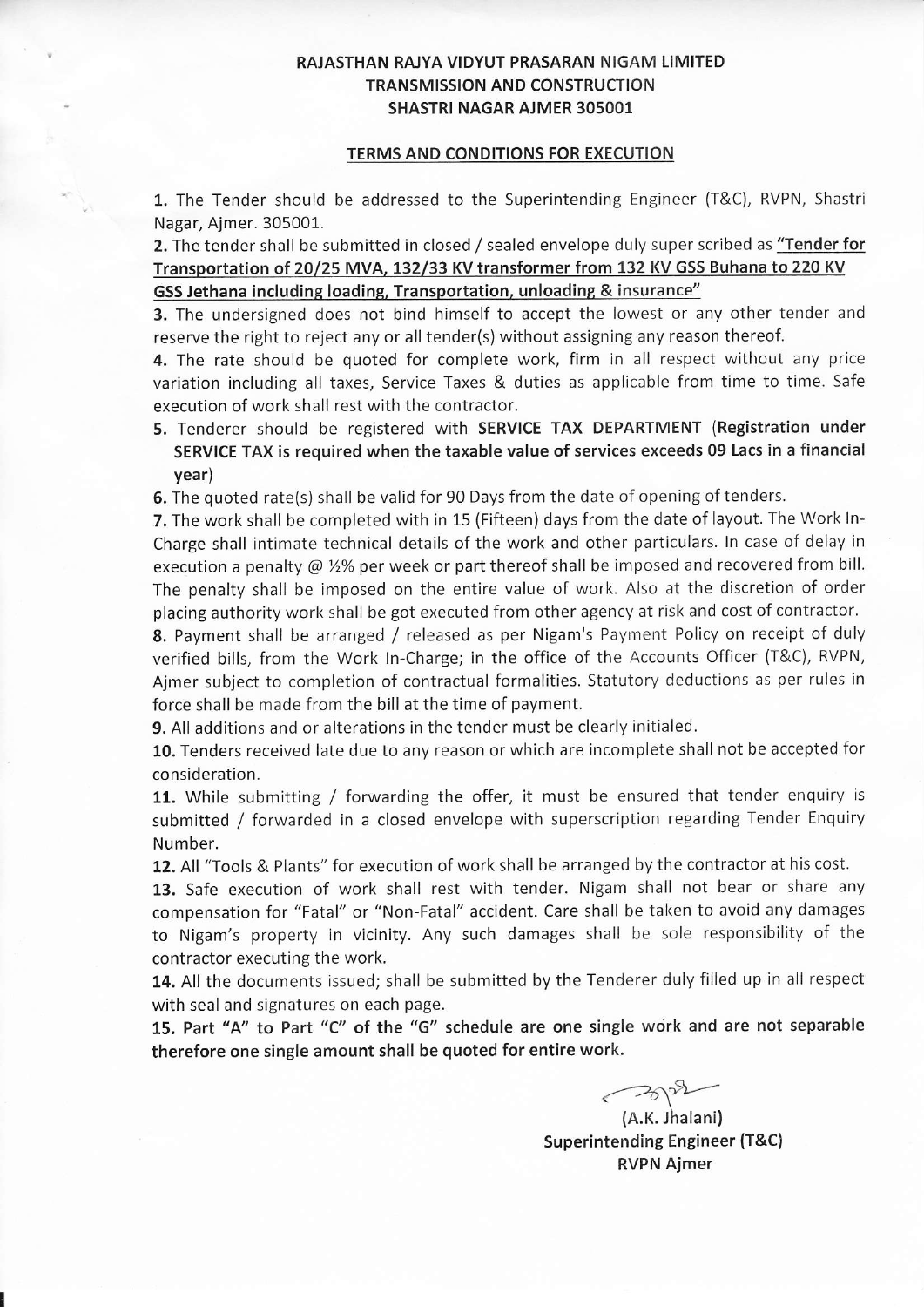**RAJASTHAN RAJYA VIDYUT PRASARAN NIGAM LIMITED**
**TRANSMISSION AND CONSTRUCTION**
**SHASTRI NAGAR AJMER 305001**

## TERMS AND CONDITIONS FOR EXECUTION

**1.** The Tender should be addressed to the Superintending Engineer (T&C), RVPN, Shastri Nagar, Ajmer. 305001.

**2.** The tender shall be submitted in closed / sealed envelope duly super scribed as **"Tender for Transportation of 20/25 MVA, 132/33 KV transformer from 132 KV GSS Buhana to 220 KV GSS Jethana including loading, Transportation, unloading & insurance"**

**3.** The undersigned does not bind himself to accept the lowest or any other tender and reserve the right to reject any or all tender(s) without assigning any reason thereof.

**4.** The rate should be quoted for complete work, firm in all respect without any price variation including all taxes, Service Taxes & duties as applicable from time to time. Safe execution of work shall rest with the contractor.

**5.** Tenderer should be registered with **SERVICE TAX DEPARTMENT (Registration under SERVICE TAX is required when the taxable value of services exceeds 09 Lacs in a financial year)**

**6.** The quoted rate(s) shall be valid for 90 Days from the date of opening of tenders.

**7.** The work shall be completed with in 15 (Fifteen) days from the date of layout. The Work In-Charge shall intimate technical details of the work and other particulars. In case of delay in execution a penalty @ ½% per week or part thereof shall be imposed and recovered from bill. The penalty shall be imposed on the entire value of work. Also at the discretion of order placing authority work shall be got executed from other agency at risk and cost of contractor.

**8.** Payment shall be arranged / released as per Nigam's Payment Policy on receipt of duly verified bills, from the Work In-Charge; in the office of the Accounts Officer (T&C), RVPN, Ajmer subject to completion of contractual formalities. Statutory deductions as per rules in force shall be made from the bill at the time of payment.

**9.** All additions and or alterations in the tender must be clearly initialed.

**10.** Tenders received late due to any reason or which are incomplete shall not be accepted for consideration.

**11.** While submitting / forwarding the offer, it must be ensured that tender enquiry is submitted / forwarded in a closed envelope with superscription regarding Tender Enquiry Number.

**12.** All "Tools & Plants" for execution of work shall be arranged by the contractor at his cost.

**13.** Safe execution of work shall rest with tender. Nigam shall not bear or share any compensation for "Fatal" or "Non-Fatal" accident. Care shall be taken to avoid any damages to Nigam's property in vicinity. Any such damages shall be sole responsibility of the contractor executing the work.

**14.** All the documents issued; shall be submitted by the Tenderer duly filled up in all respect with seal and signatures on each page.

**15. Part "A" to Part "C" of the "G" schedule are one single work and are not separable therefore one single amount shall be quoted for entire work.**

(A.K. Jhalani)
**Superintending Engineer (T&C)**
**RVPN Ajmer**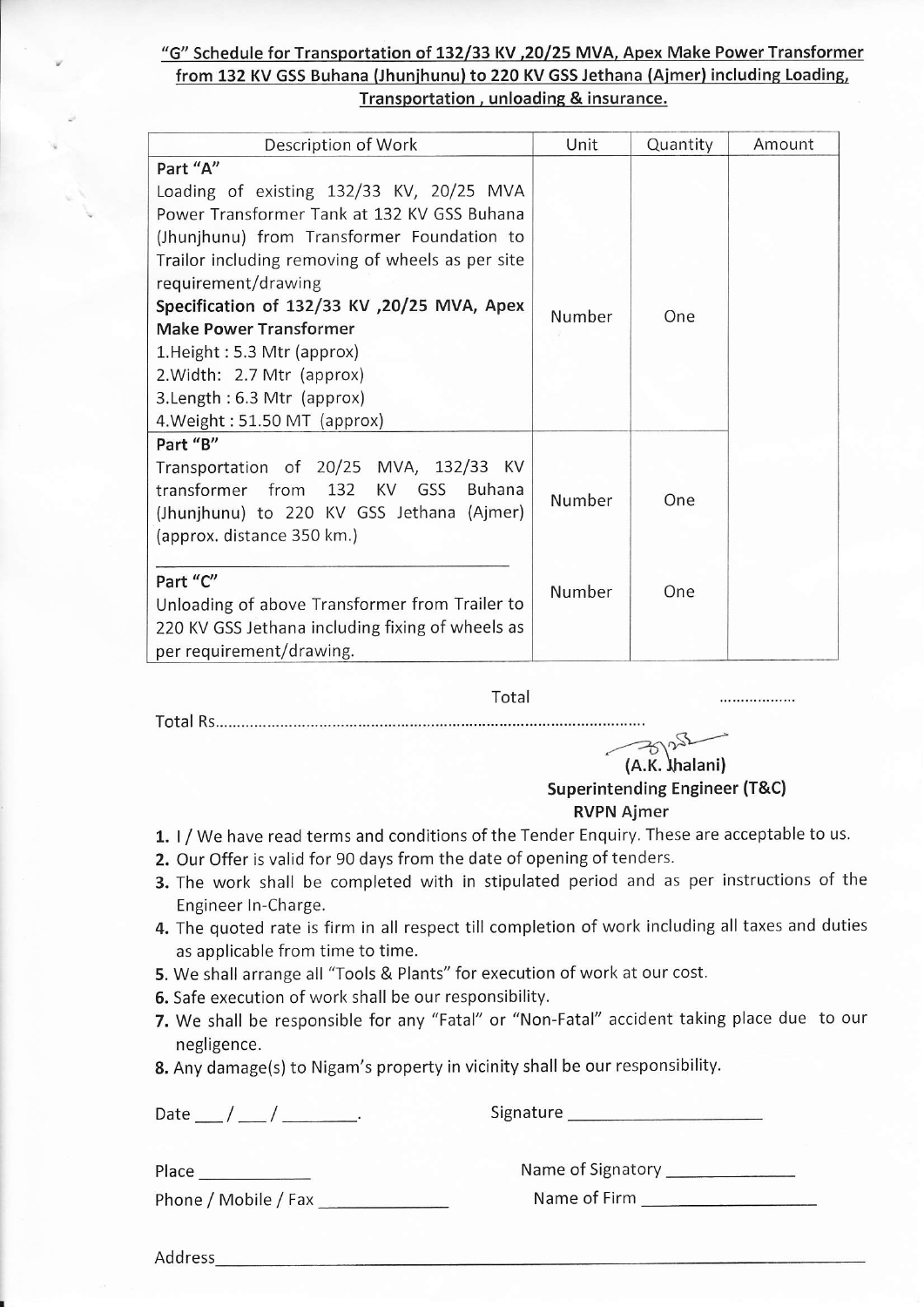**"G" Schedule for Transportation of 132/33 KV ,20/25 MVA, Apex Make Power Transformer from 132 KV GSS Buhana (Jhunjhunu) to 220 KV GSS Jethana (Ajmer) including Loading, Transportation , unloading & insurance.**

| Description of Work | Unit | Quantity | Amount |
|---|---|---|---|
| **Part "A"**<br>Loading of existing 132/33 KV, 20/25 MVA Power Transformer Tank at 132 KV GSS Buhana (Jhunjhunu) from Transformer Foundation to Trailor including removing of wheels as per site requirement/drawing<br>**Specification of 132/33 KV ,20/25 MVA, Apex Make Power Transformer**<br>1.Height : 5.3 Mtr (approx)<br>2.Width: 2.7 Mtr (approx)<br>3.Length : 6.3 Mtr (approx)<br>4.Weight : 51.50 MT (approx) | Number | One | |
| **Part "B"**<br>Transportation of 20/25 MVA, 132/33 KV transformer from 132 KV GSS Buhana (Jhunjhunu) to 220 KV GSS Jethana (Ajmer) (approx. distance 350 km.) | Number | One | |
| **Part "C"**<br>Unloading of above Transformer from Trailer to 220 KV GSS Jethana including fixing of wheels as per requirement/drawing. | Number | One | |

Total ..................

Total Rs..................................................................................................

(A.K. Jhalani)
**Superintending Engineer (T&C)**
**RVPN Ajmer**

1. I / We have read terms and conditions of the Tender Enquiry. These are acceptable to us.
2. Our Offer is valid for 90 days from the date of opening of tenders.
3. The work shall be completed with in stipulated period and as per instructions of the Engineer In-Charge.
4. The quoted rate is firm in all respect till completion of work including all taxes and duties as applicable from time to time.
5. We shall arrange all "Tools & Plants" for execution of work at our cost.
6. Safe execution of work shall be our responsibility.
7. We shall be responsible for any "Fatal" or "Non-Fatal" accident taking place due to our negligence.
8. Any damage(s) to Nigam's property in vicinity shall be our responsibility.

Date ___/___/_______.   Signature ____________________

Place ____________   Name of Signatory ______________

Phone / Mobile / Fax ______________   Name of Firm __________________

Address________________________________________________________________